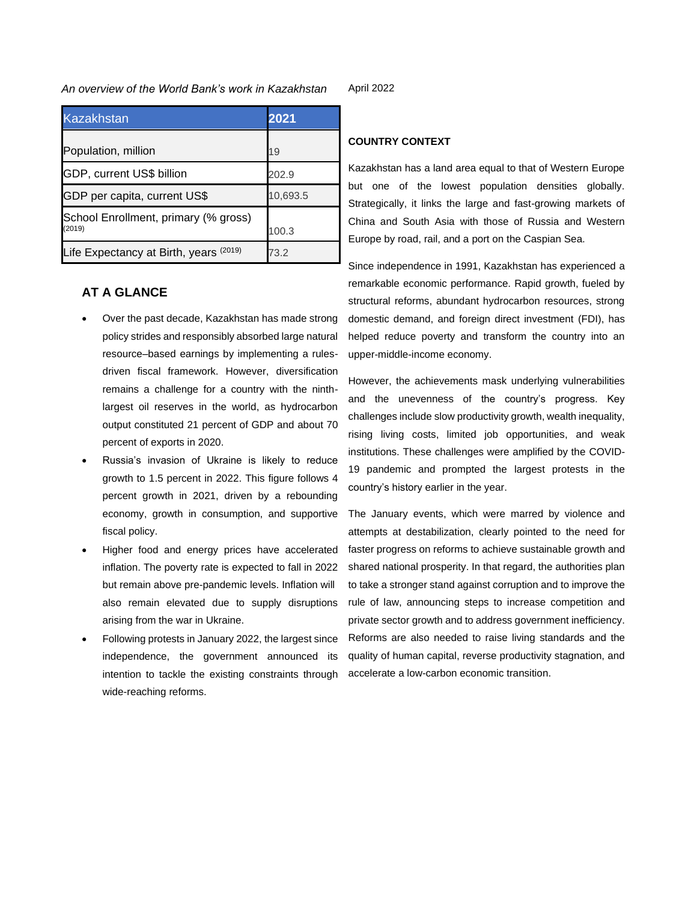*An overview of the World Bank's work in Kazakhstan*

April 2022

| Kazakhstan | 2021 |
| --- | --- |
| Population, million | 19 |
| GDP, current US$ billion | 202.9 |
| GDP per capita, current US$ | 10,693.5 |
| School Enrollment, primary (% gross) (2019) | 100.3 |
| Life Expectancy at Birth, years (2019) | 73.2 |

## AT A GLANCE

- Over the past decade, Kazakhstan has made strong policy strides and responsibly absorbed large natural resource–based earnings by implementing a rules-driven fiscal framework. However, diversification remains a challenge for a country with the ninth-largest oil reserves in the world, as hydrocarbon output constituted 21 percent of GDP and about 70 percent of exports in 2020.
- Russia's invasion of Ukraine is likely to reduce growth to 1.5 percent in 2022. This figure follows 4 percent growth in 2021, driven by a rebounding economy, growth in consumption, and supportive fiscal policy.
- Higher food and energy prices have accelerated inflation. The poverty rate is expected to fall in 2022 but remain above pre-pandemic levels. Inflation will also remain elevated due to supply disruptions arising from the war in Ukraine.
- Following protests in January 2022, the largest since independence, the government announced its intention to tackle the existing constraints through wide-reaching reforms.

## COUNTRY CONTEXT

Kazakhstan has a land area equal to that of Western Europe but one of the lowest population densities globally. Strategically, it links the large and fast-growing markets of China and South Asia with those of Russia and Western Europe by road, rail, and a port on the Caspian Sea.

Since independence in 1991, Kazakhstan has experienced a remarkable economic performance. Rapid growth, fueled by structural reforms, abundant hydrocarbon resources, strong domestic demand, and foreign direct investment (FDI), has helped reduce poverty and transform the country into an upper-middle-income economy.

However, the achievements mask underlying vulnerabilities and the unevenness of the country's progress. Key challenges include slow productivity growth, wealth inequality, rising living costs, limited job opportunities, and weak institutions. These challenges were amplified by the COVID-19 pandemic and prompted the largest protests in the country's history earlier in the year.

The January events, which were marred by violence and attempts at destabilization, clearly pointed to the need for faster progress on reforms to achieve sustainable growth and shared national prosperity. In that regard, the authorities plan to take a stronger stand against corruption and to improve the rule of law, announcing steps to increase competition and private sector growth and to address government inefficiency. Reforms are also needed to raise living standards and the quality of human capital, reverse productivity stagnation, and accelerate a low-carbon economic transition.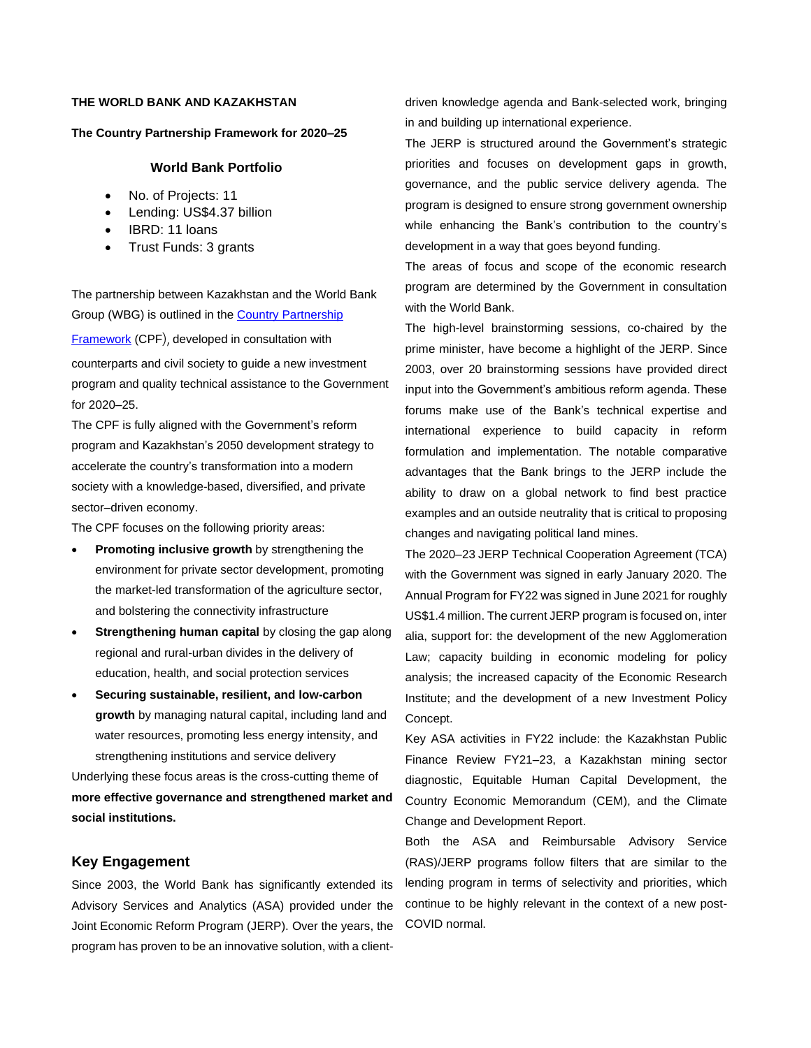**THE WORLD BANK AND KAZAKHSTAN**

**The Country Partnership Framework for 2020–25**

### World Bank Portfolio

- No. of Projects: 11
- Lending: US$4.37 billion
- IBRD: 11 loans
- Trust Funds: 3 grants

The partnership between Kazakhstan and the World Bank Group (WBG) is outlined in the [Country Partnership Framework](#) (CPF), developed in consultation with counterparts and civil society to guide a new investment program and quality technical assistance to the Government for 2020–25.

The CPF is fully aligned with the Government's reform program and Kazakhstan's 2050 development strategy to accelerate the country's transformation into a modern society with a knowledge-based, diversified, and private sector–driven economy.

The CPF focuses on the following priority areas:

- **Promoting inclusive growth** by strengthening the environment for private sector development, promoting the market-led transformation of the agriculture sector, and bolstering the connectivity infrastructure
- **Strengthening human capital** by closing the gap along regional and rural-urban divides in the delivery of education, health, and social protection services
- **Securing sustainable, resilient, and low-carbon growth** by managing natural capital, including land and water resources, promoting less energy intensity, and strengthening institutions and service delivery

Underlying these focus areas is the cross-cutting theme of **more effective governance and strengthened market and social institutions.**

## Key Engagement

Since 2003, the World Bank has significantly extended its Advisory Services and Analytics (ASA) provided under the Joint Economic Reform Program (JERP). Over the years, the program has proven to be an innovative solution, with a client-driven knowledge agenda and Bank-selected work, bringing in and building up international experience.

The JERP is structured around the Government's strategic priorities and focuses on development gaps in growth, governance, and the public service delivery agenda. The program is designed to ensure strong government ownership while enhancing the Bank's contribution to the country's development in a way that goes beyond funding.

The areas of focus and scope of the economic research program are determined by the Government in consultation with the World Bank.

The high-level brainstorming sessions, co-chaired by the prime minister, have become a highlight of the JERP. Since 2003, over 20 brainstorming sessions have provided direct input into the Government's ambitious reform agenda. These forums make use of the Bank's technical expertise and international experience to build capacity in reform formulation and implementation. The notable comparative advantages that the Bank brings to the JERP include the ability to draw on a global network to find best practice examples and an outside neutrality that is critical to proposing changes and navigating political land mines.

The 2020–23 JERP Technical Cooperation Agreement (TCA) with the Government was signed in early January 2020. The Annual Program for FY22 was signed in June 2021 for roughly US$1.4 million. The current JERP program is focused on, inter alia, support for: the development of the new Agglomeration Law; capacity building in economic modeling for policy analysis; the increased capacity of the Economic Research Institute; and the development of a new Investment Policy Concept.

Key ASA activities in FY22 include: the Kazakhstan Public Finance Review FY21–23, a Kazakhstan mining sector diagnostic, Equitable Human Capital Development, the Country Economic Memorandum (CEM), and the Climate Change and Development Report.

Both the ASA and Reimbursable Advisory Service (RAS)/JERP programs follow filters that are similar to the lending program in terms of selectivity and priorities, which continue to be highly relevant in the context of a new post-COVID normal.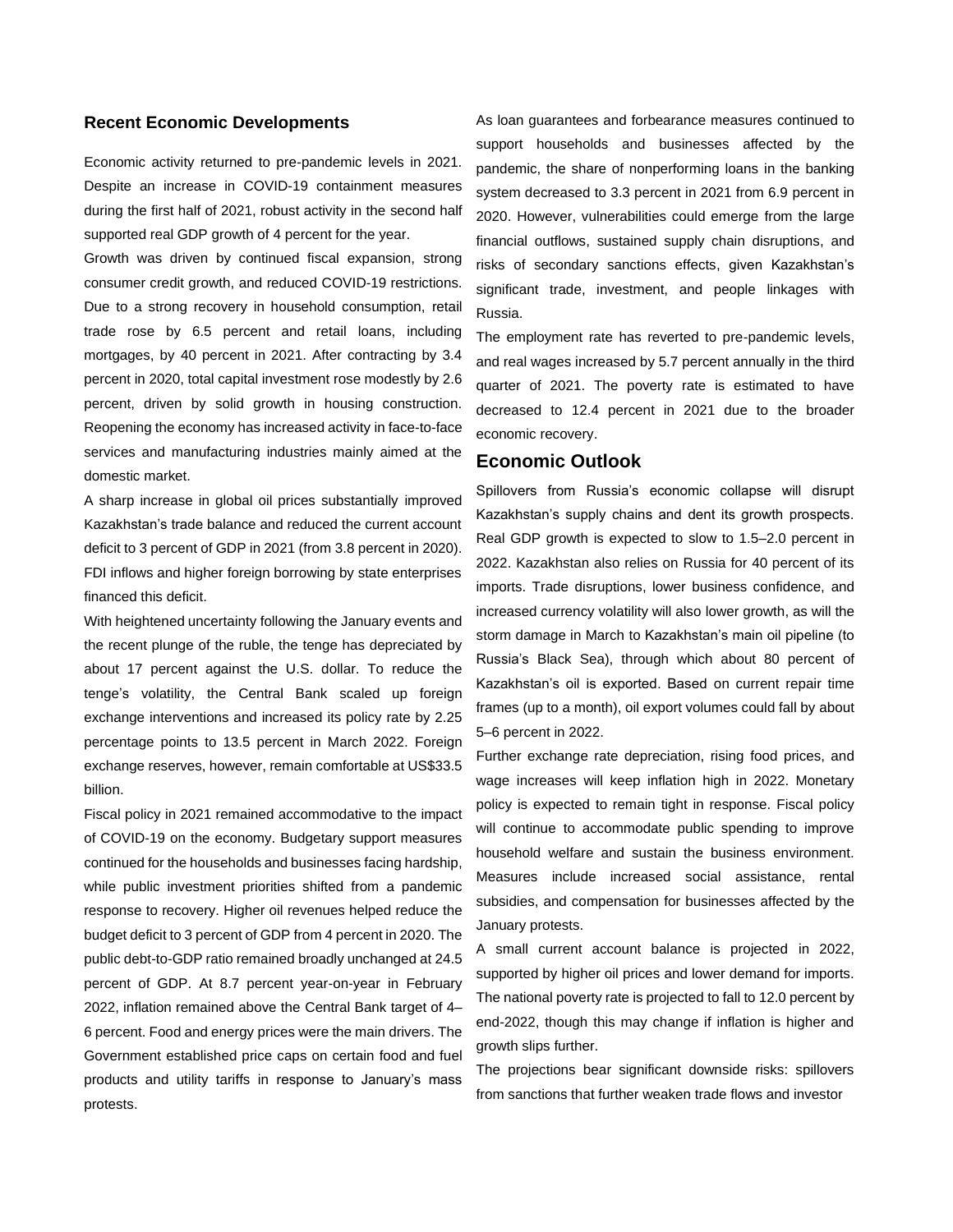## Recent Economic Developments

Economic activity returned to pre-pandemic levels in 2021. Despite an increase in COVID-19 containment measures during the first half of 2021, robust activity in the second half supported real GDP growth of 4 percent for the year.

Growth was driven by continued fiscal expansion, strong consumer credit growth, and reduced COVID-19 restrictions. Due to a strong recovery in household consumption, retail trade rose by 6.5 percent and retail loans, including mortgages, by 40 percent in 2021. After contracting by 3.4 percent in 2020, total capital investment rose modestly by 2.6 percent, driven by solid growth in housing construction. Reopening the economy has increased activity in face-to-face services and manufacturing industries mainly aimed at the domestic market.

A sharp increase in global oil prices substantially improved Kazakhstan's trade balance and reduced the current account deficit to 3 percent of GDP in 2021 (from 3.8 percent in 2020). FDI inflows and higher foreign borrowing by state enterprises financed this deficit.

With heightened uncertainty following the January events and the recent plunge of the ruble, the tenge has depreciated by about 17 percent against the U.S. dollar. To reduce the tenge's volatility, the Central Bank scaled up foreign exchange interventions and increased its policy rate by 2.25 percentage points to 13.5 percent in March 2022. Foreign exchange reserves, however, remain comfortable at US$33.5 billion.

Fiscal policy in 2021 remained accommodative to the impact of COVID-19 on the economy. Budgetary support measures continued for the households and businesses facing hardship, while public investment priorities shifted from a pandemic response to recovery. Higher oil revenues helped reduce the budget deficit to 3 percent of GDP from 4 percent in 2020. The public debt-to-GDP ratio remained broadly unchanged at 24.5 percent of GDP. At 8.7 percent year-on-year in February 2022, inflation remained above the Central Bank target of 4–6 percent. Food and energy prices were the main drivers. The Government established price caps on certain food and fuel products and utility tariffs in response to January's mass protests.

As loan guarantees and forbearance measures continued to support households and businesses affected by the pandemic, the share of nonperforming loans in the banking system decreased to 3.3 percent in 2021 from 6.9 percent in 2020. However, vulnerabilities could emerge from the large financial outflows, sustained supply chain disruptions, and risks of secondary sanctions effects, given Kazakhstan's significant trade, investment, and people linkages with Russia.

The employment rate has reverted to pre-pandemic levels, and real wages increased by 5.7 percent annually in the third quarter of 2021. The poverty rate is estimated to have decreased to 12.4 percent in 2021 due to the broader economic recovery.

## Economic Outlook

Spillovers from Russia's economic collapse will disrupt Kazakhstan's supply chains and dent its growth prospects. Real GDP growth is expected to slow to 1.5–2.0 percent in 2022. Kazakhstan also relies on Russia for 40 percent of its imports. Trade disruptions, lower business confidence, and increased currency volatility will also lower growth, as will the storm damage in March to Kazakhstan's main oil pipeline (to Russia's Black Sea), through which about 80 percent of Kazakhstan's oil is exported. Based on current repair time frames (up to a month), oil export volumes could fall by about 5–6 percent in 2022.

Further exchange rate depreciation, rising food prices, and wage increases will keep inflation high in 2022. Monetary policy is expected to remain tight in response. Fiscal policy will continue to accommodate public spending to improve household welfare and sustain the business environment. Measures include increased social assistance, rental subsidies, and compensation for businesses affected by the January protests.

A small current account balance is projected in 2022, supported by higher oil prices and lower demand for imports. The national poverty rate is projected to fall to 12.0 percent by end-2022, though this may change if inflation is higher and growth slips further.

The projections bear significant downside risks: spillovers from sanctions that further weaken trade flows and investor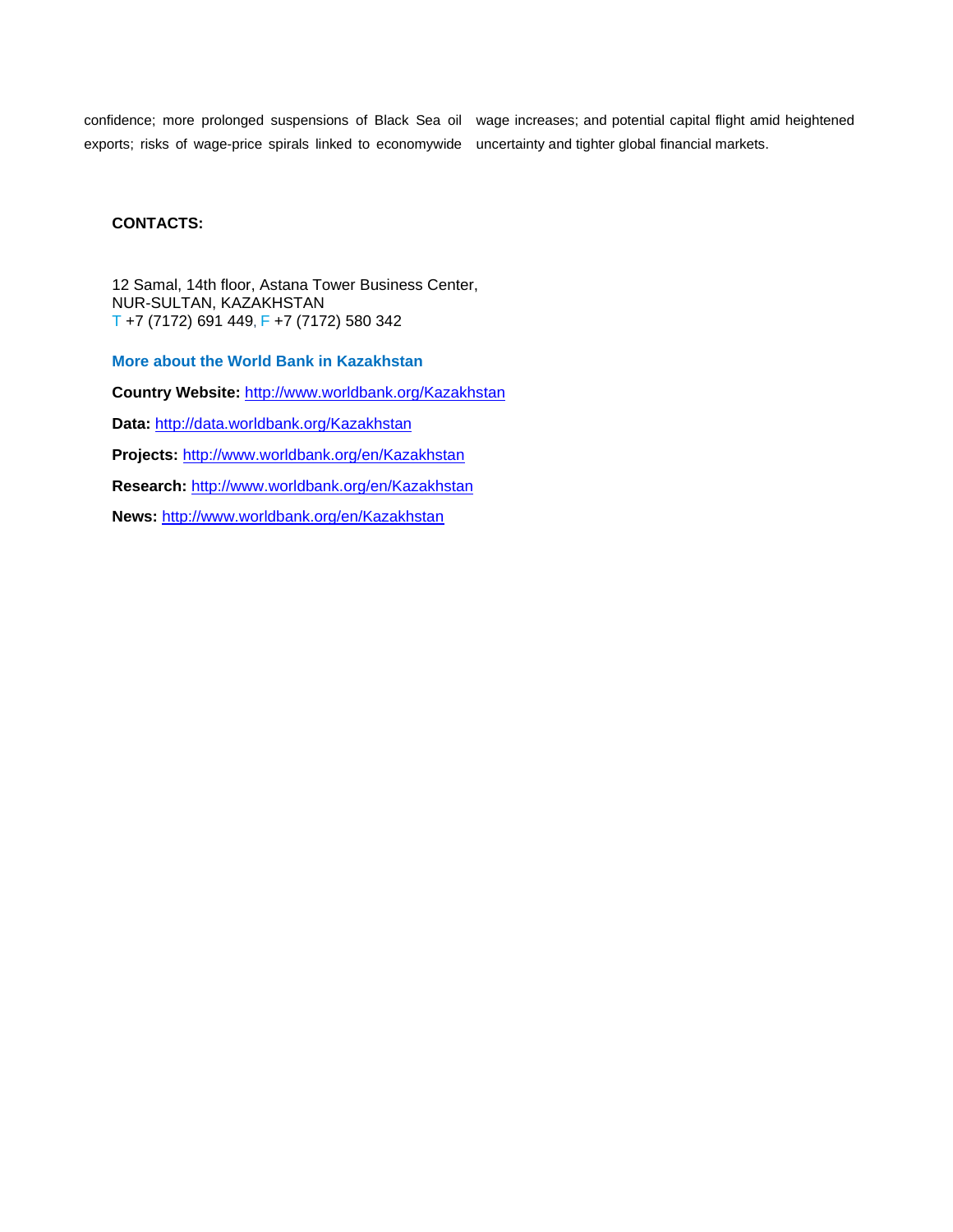confidence; more prolonged suspensions of Black Sea oil exports; risks of wage-price spirals linked to economywide wage increases; and potential capital flight amid heightened uncertainty and tighter global financial markets.

**CONTACTS:**

12 Samal, 14th floor, Astana Tower Business Center,
NUR-SULTAN, KAZAKHSTAN
T +7 (7172) 691 449, F +7 (7172) 580 342

**More about the World Bank in Kazakhstan**

**Country Website:** http://www.worldbank.org/Kazakhstan

**Data:** http://data.worldbank.org/Kazakhstan

**Projects:** http://www.worldbank.org/en/Kazakhstan

**Research:** http://www.worldbank.org/en/Kazakhstan

**News:** http://www.worldbank.org/en/Kazakhstan